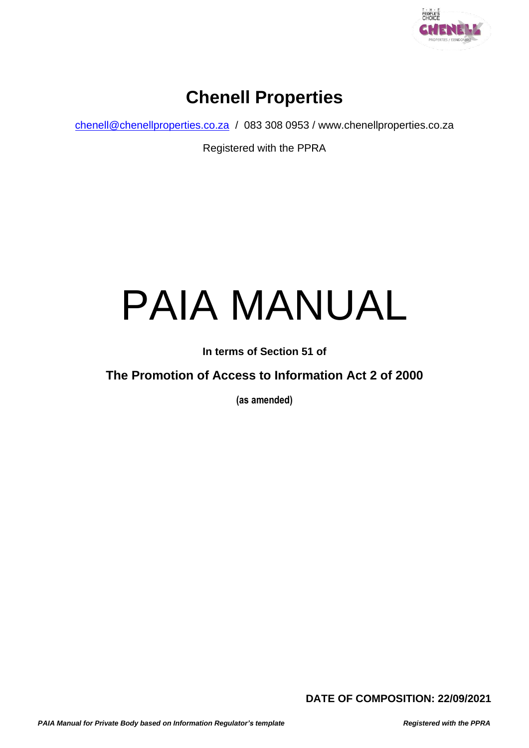# Chenell Properties

chenell@chenellproperties.co.za / 083 308 0953 / www.chenellproperties.co.za

Registered with the PPRA

# PAIA MANUAL

**In terms of Section 51 of**

**The Promotion of Access to Information Act 2 of 2000**

**(as amended)**

**DATE OF COMPOSITION: 22/09/2021**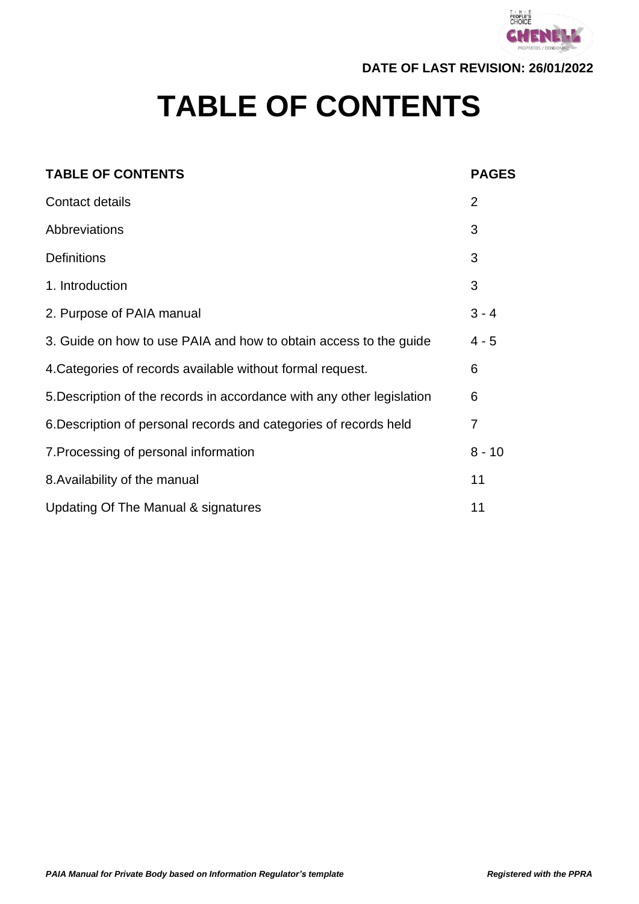**DATE OF LAST REVISION: 26/01/2022**

# TABLE OF CONTENTS

| TABLE OF CONTENTS | PAGES |
|---|---|
| Contact details | 2 |
| Abbreviations | 3 |
| Definitions | 3 |
| 1. Introduction | 3 |
| 2. Purpose of PAIA manual | 3 - 4 |
| 3. Guide on how to use PAIA and how to obtain access to the guide | 4 - 5 |
| 4.Categories of records available without formal request. | 6 |
| 5.Description of the records in accordance with any other legislation | 6 |
| 6.Description of personal records and categories of records held | 7 |
| 7.Processing of personal information | 8 - 10 |
| 8.Availability of the manual | 11 |
| Updating Of The Manual & signatures | 11 |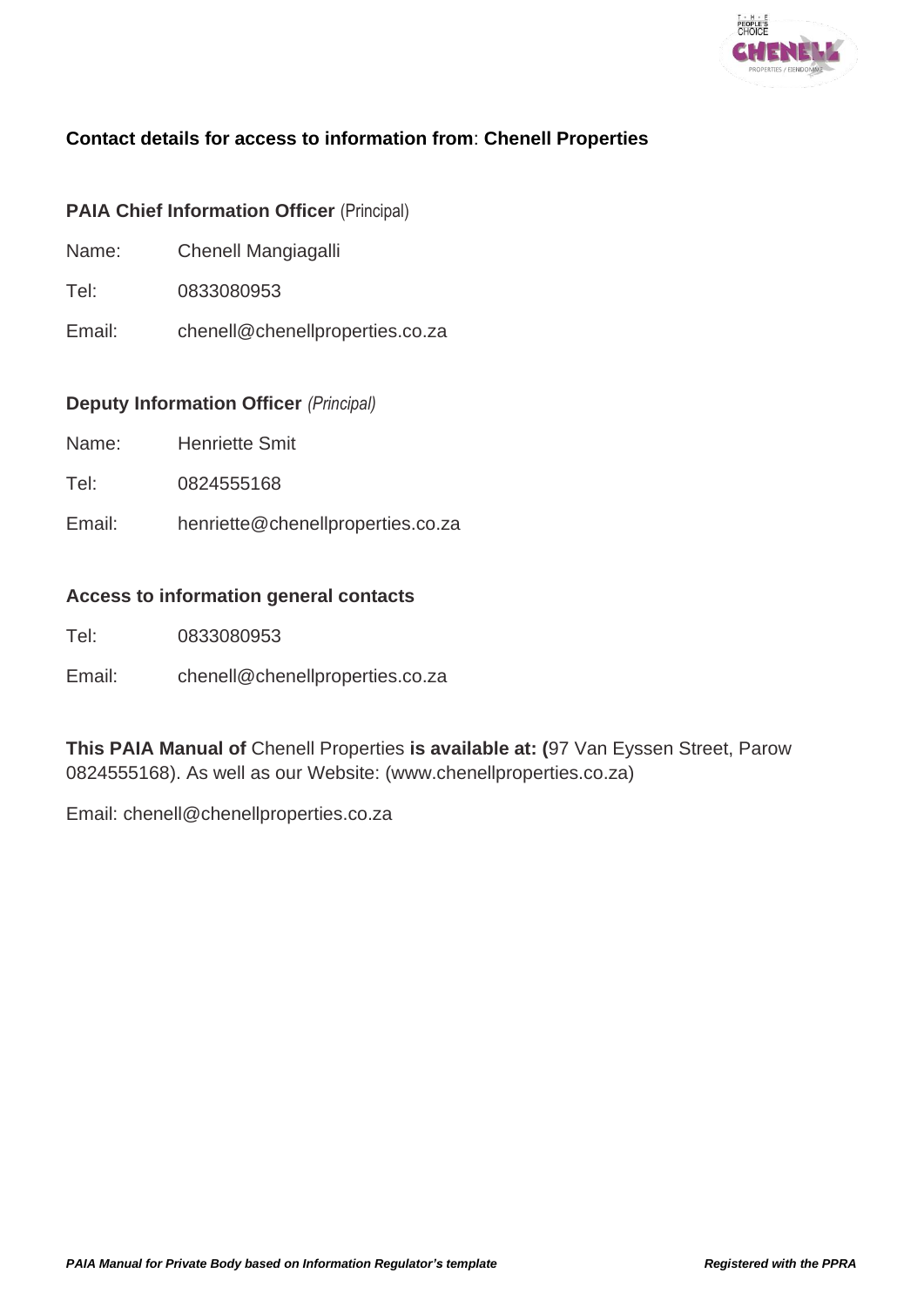**Contact details for access to information from**: **Chenell Properties**

**PAIA Chief Information Officer** (Principal)

Name: Chenell Mangiagalli

Tel: 0833080953

Email: chenell@chenellproperties.co.za

**Deputy Information Officer** *(Principal)*

Name: Henriette Smit

Tel: 0824555168

Email: henriette@chenellproperties.co.za

**Access to information general contacts**

Tel: 0833080953

Email: chenell@chenellproperties.co.za

**This PAIA Manual of** Chenell Properties **is available at: (**97 Van Eyssen Street, Parow 0824555168). As well as our Website: (www.chenellproperties.co.za)

Email: chenell@chenellproperties.co.za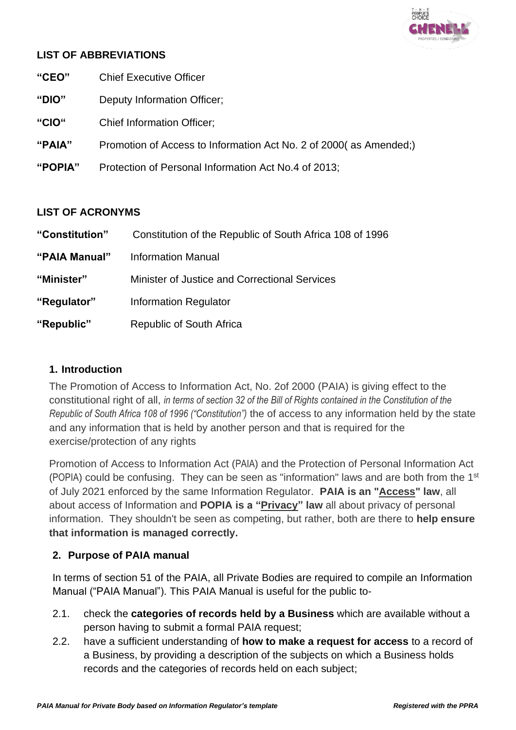## LIST OF ABBREVIATIONS

| | |
|---|---|
| **"CEO"** | Chief Executive Officer |
| **"DIO"** | Deputy Information Officer; |
| **"CIO"** | Chief Information Officer; |
| **"PAIA"** | Promotion of Access to Information Act No. 2 of 2000( as Amended;) |
| **"POPIA"** | Protection of Personal Information Act No.4 of 2013; |

## LIST OF ACRONYMS

| | |
|---|---|
| **"Constitution"** | Constitution of the Republic of South Africa 108 of 1996 |
| **"PAIA Manual"** | Information Manual |
| **"Minister"** | Minister of Justice and Correctional Services |
| **"Regulator"** | Information Regulator |
| **"Republic"** | Republic of South Africa |

## 1. Introduction

The Promotion of Access to Information Act, No. 2of 2000 (PAIA) is giving effect to the constitutional right of all, *in terms of section 32 of the Bill of Rights contained in the Constitution of the Republic of South Africa 108 of 1996 ("Constitution")* the of access to any information held by the state and any information that is held by another person and that is required for the exercise/protection of any rights

Promotion of Access to Information Act (PAIA) and the Protection of Personal Information Act (POPIA) could be confusing. They can be seen as "information" laws and are both from the 1st of July 2021 enforced by the same Information Regulator. **PAIA is an "Access" law**, all about access of Information and **POPIA is a "Privacy" law** all about privacy of personal information. They shouldn't be seen as competing, but rather, both are there to **help ensure that information is managed correctly.**

## 2. Purpose of PAIA manual

In terms of section 51 of the PAIA, all Private Bodies are required to compile an Information Manual ("PAIA Manual"). This PAIA Manual is useful for the public to-

2.1. check the **categories of records held by a Business** which are available without a person having to submit a formal PAIA request;

2.2. have a sufficient understanding of **how to make a request for access** to a record of a Business, by providing a description of the subjects on which a Business holds records and the categories of records held on each subject;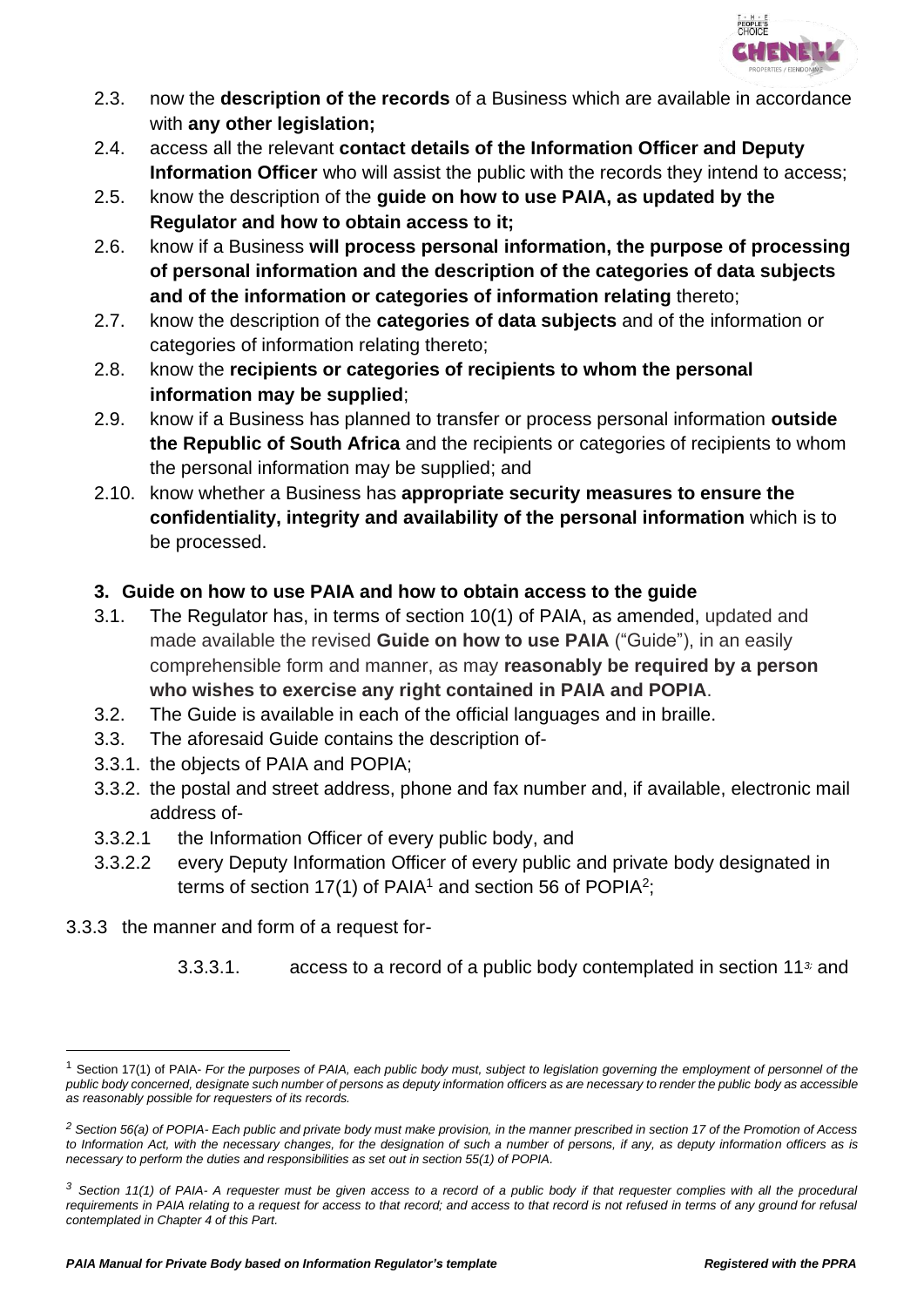2.3. now the **description of the records** of a Business which are available in accordance with **any other legislation;**

2.4. access all the relevant **contact details of the Information Officer and Deputy Information Officer** who will assist the public with the records they intend to access;

2.5. know the description of the **guide on how to use PAIA, as updated by the Regulator and how to obtain access to it;**

2.6. know if a Business **will process personal information, the purpose of processing of personal information and the description of the categories of data subjects and of the information or categories of information relating** thereto;

2.7. know the description of the **categories of data subjects** and of the information or categories of information relating thereto;

2.8. know the **recipients or categories of recipients to whom the personal information may be supplied**;

2.9. know if a Business has planned to transfer or process personal information **outside the Republic of South Africa** and the recipients or categories of recipients to whom the personal information may be supplied; and

2.10. know whether a Business has **appropriate security measures to ensure the confidentiality, integrity and availability of the personal information** which is to be processed.

## 3. Guide on how to use PAIA and how to obtain access to the guide

3.1. The Regulator has, in terms of section 10(1) of PAIA, as amended, updated and made available the revised **Guide on how to use PAIA** ("Guide"), in an easily comprehensible form and manner, as may **reasonably be required by a person who wishes to exercise any right contained in PAIA and POPIA**.

3.2. The Guide is available in each of the official languages and in braille.

3.3. The aforesaid Guide contains the description of-

3.3.1. the objects of PAIA and POPIA;

3.3.2. the postal and street address, phone and fax number and, if available, electronic mail address of-

3.3.2.1 the Information Officer of every public body, and

3.3.2.2 every Deputy Information Officer of every public and private body designated in terms of section 17(1) of PAIA[1] and section 56 of POPIA[2];

3.3.3 the manner and form of a request for-

3.3.3.1. access to a record of a public body contemplated in section 11[3] and

---

[1] Section 17(1) of PAIA- *For the purposes of PAIA, each public body must, subject to legislation governing the employment of personnel of the public body concerned, designate such number of persons as deputy information officers as are necessary to render the public body as accessible as reasonably possible for requesters of its records.*

[2] *Section 56(a) of POPIA- Each public and private body must make provision, in the manner prescribed in section 17 of the Promotion of Access to Information Act, with the necessary changes, for the designation of such a number of persons, if any, as deputy information officers as is necessary to perform the duties and responsibilities as set out in section 55(1) of POPIA.*

[3] *Section 11(1) of PAIA- A requester must be given access to a record of a public body if that requester complies with all the procedural requirements in PAIA relating to a request for access to that record; and access to that record is not refused in terms of any ground for refusal contemplated in Chapter 4 of this Part.*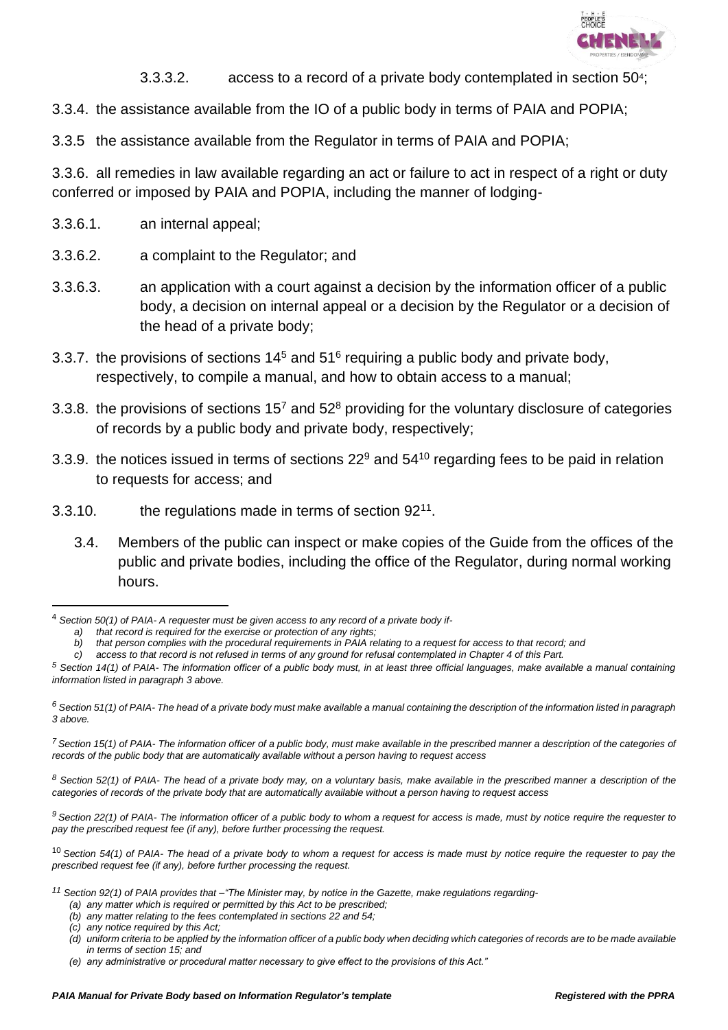3.3.3.2. access to a record of a private body contemplated in section 50[4];

3.3.4. the assistance available from the IO of a public body in terms of PAIA and POPIA;

3.3.5 the assistance available from the Regulator in terms of PAIA and POPIA;

3.3.6. all remedies in law available regarding an act or failure to act in respect of a right or duty conferred or imposed by PAIA and POPIA, including the manner of lodging-

3.3.6.1. an internal appeal;

3.3.6.2. a complaint to the Regulator; and

3.3.6.3. an application with a court against a decision by the information officer of a public body, a decision on internal appeal or a decision by the Regulator or a decision of the head of a private body;

3.3.7. the provisions of sections 14[5] and 51[6] requiring a public body and private body, respectively, to compile a manual, and how to obtain access to a manual;

3.3.8. the provisions of sections 15[7] and 52[8] providing for the voluntary disclosure of categories of records by a public body and private body, respectively;

3.3.9. the notices issued in terms of sections 22[9] and 54[10] regarding fees to be paid in relation to requests for access; and

3.3.10. the regulations made in terms of section 92[11].

3.4. Members of the public can inspect or make copies of the Guide from the offices of the public and private bodies, including the office of the Regulator, during normal working hours.

---

[4] *Section 50(1) of PAIA- A requester must be given access to any record of a private body if-*

*a) that record is required for the exercise or protection of any rights;*
*b) that person complies with the procedural requirements in PAIA relating to a request for access to that record; and*
*c) access to that record is not refused in terms of any ground for refusal contemplated in Chapter 4 of this Part.*

[5] *Section 14(1) of PAIA- The information officer of a public body must, in at least three official languages, make available a manual containing information listed in paragraph 3 above.*

[6] *Section 51(1) of PAIA- The head of a private body must make available a manual containing the description of the information listed in paragraph 3 above.*

[7] *Section 15(1) of PAIA- The information officer of a public body, must make available in the prescribed manner a description of the categories of records of the public body that are automatically available without a person having to request access*

[8] *Section 52(1) of PAIA- The head of a private body may, on a voluntary basis, make available in the prescribed manner a description of the categories of records of the private body that are automatically available without a person having to request access*

[9] *Section 22(1) of PAIA- The information officer of a public body to whom a request for access is made, must by notice require the requester to pay the prescribed request fee (if any), before further processing the request.*

[10] *Section 54(1) of PAIA- The head of a private body to whom a request for access is made must by notice require the requester to pay the prescribed request fee (if any), before further processing the request.*

[11] *Section 92(1) of PAIA provides that –"The Minister may, by notice in the Gazette, make regulations regarding-*

*(a) any matter which is required or permitted by this Act to be prescribed;*
*(b) any matter relating to the fees contemplated in sections 22 and 54;*
*(c) any notice required by this Act;*
*(d) uniform criteria to be applied by the information officer of a public body when deciding which categories of records are to be made available in terms of section 15; and*
*(e) any administrative or procedural matter necessary to give effect to the provisions of this Act."*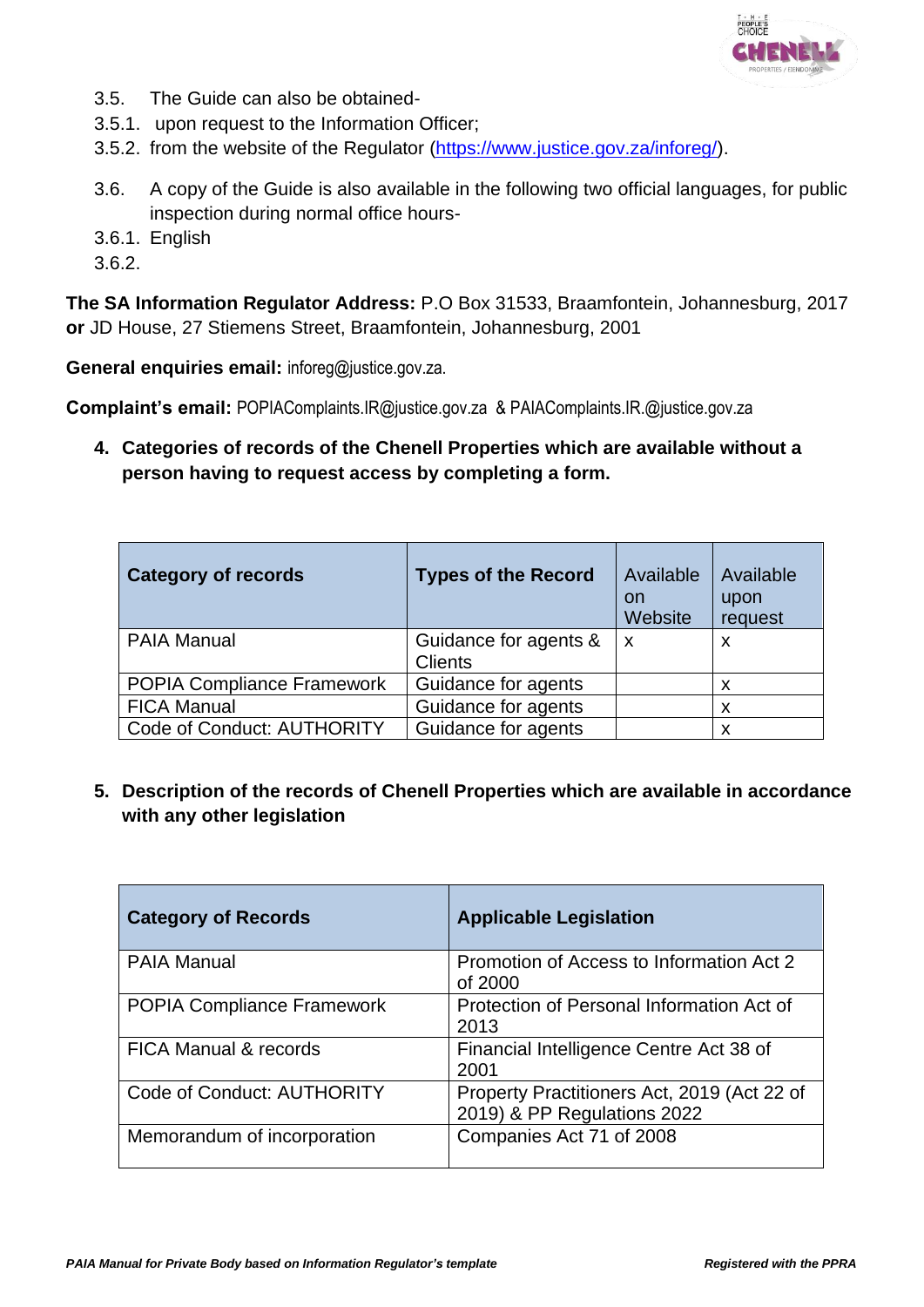3.5. The Guide can also be obtained-

3.5.1. upon request to the Information Officer;

3.5.2. from the website of the Regulator (https://www.justice.gov.za/inforeg/).

3.6. A copy of the Guide is also available in the following two official languages, for public inspection during normal office hours-

3.6.1. English

3.6.2.

**The SA Information Regulator Address:** P.O Box 31533, Braamfontein, Johannesburg, 2017 **or** JD House, 27 Stiemens Street, Braamfontein, Johannesburg, 2001

**General enquiries email:** inforeg@justice.gov.za.

**Complaint's email:** POPIAComplaints.IR@justice.gov.za & PAIAComplaints.IR.@justice.gov.za

## 4. Categories of records of the Chenell Properties which are available without a person having to request access by completing a form.

| **Category of records** | **Types of the Record** | Available on Website | Available upon request |
|---|---|---|---|
| PAIA Manual | Guidance for agents & Clients | x | x |
| POPIA Compliance Framework | Guidance for agents | | x |
| FICA Manual | Guidance for agents | | x |
| Code of Conduct: AUTHORITY | Guidance for agents | | x |

## 5. Description of the records of Chenell Properties which are available in accordance with any other legislation

| **Category of Records** | **Applicable Legislation** |
|---|---|
| PAIA Manual | Promotion of Access to Information Act 2 of 2000 |
| POPIA Compliance Framework | Protection of Personal Information Act of 2013 |
| FICA Manual & records | Financial Intelligence Centre Act 38 of 2001 |
| Code of Conduct: AUTHORITY | Property Practitioners Act, 2019 (Act 22 of 2019) & PP Regulations 2022 |
| Memorandum of incorporation | Companies Act 71 of 2008 |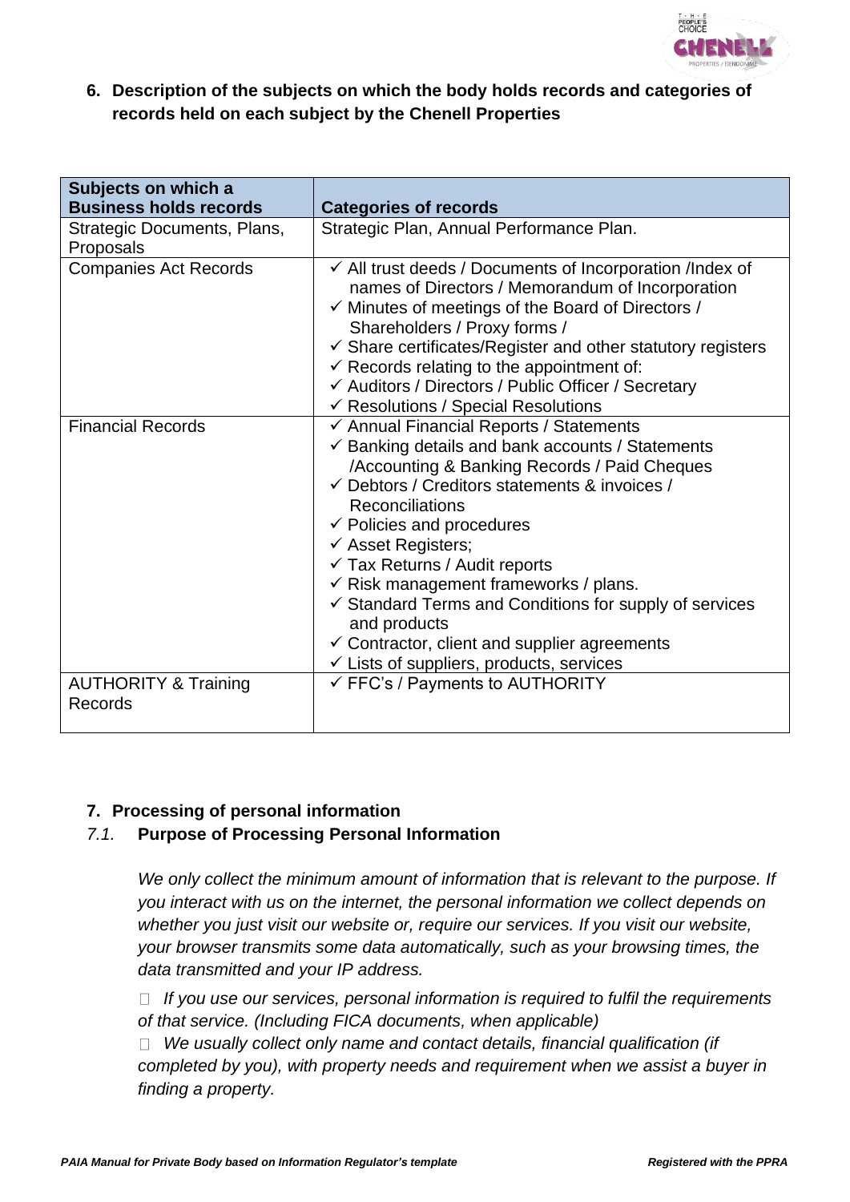**6. Description of the subjects on which the body holds records and categories of records held on each subject by the Chenell Properties**

| Subjects on which a Business holds records | Categories of records |
|---|---|
| Strategic Documents, Plans, Proposals | Strategic Plan, Annual Performance Plan. |
| Companies Act Records | ✓ All trust deeds / Documents of Incorporation /Index of names of Directors / Memorandum of Incorporation<br>✓ Minutes of meetings of the Board of Directors / Shareholders / Proxy forms /<br>✓ Share certificates/Register and other statutory registers<br>✓ Records relating to the appointment of:<br>✓ Auditors / Directors / Public Officer / Secretary<br>✓ Resolutions / Special Resolutions |
| Financial Records | ✓ Annual Financial Reports / Statements<br>✓ Banking details and bank accounts / Statements /Accounting & Banking Records / Paid Cheques<br>✓ Debtors / Creditors statements & invoices / Reconciliations<br>✓ Policies and procedures<br>✓ Asset Registers;<br>✓ Tax Returns / Audit reports<br>✓ Risk management frameworks / plans.<br>✓ Standard Terms and Conditions for supply of services and products<br>✓ Contractor, client and supplier agreements<br>✓ Lists of suppliers, products, services |
| AUTHORITY & Training Records | ✓ FFC's / Payments to AUTHORITY |

**7. Processing of personal information**

*7.1.* **Purpose of Processing Personal Information**

*We only collect the minimum amount of information that is relevant to the purpose. If you interact with us on the internet, the personal information we collect depends on whether you just visit our website or, require our services. If you visit our website, your browser transmits some data automatically, such as your browsing times, the data transmitted and your IP address.*

- *If you use our services, personal information is required to fulfil the requirements of that service. (Including FICA documents, when applicable)*
- *We usually collect only name and contact details, financial qualification (if completed by you), with property needs and requirement when we assist a buyer in finding a property.*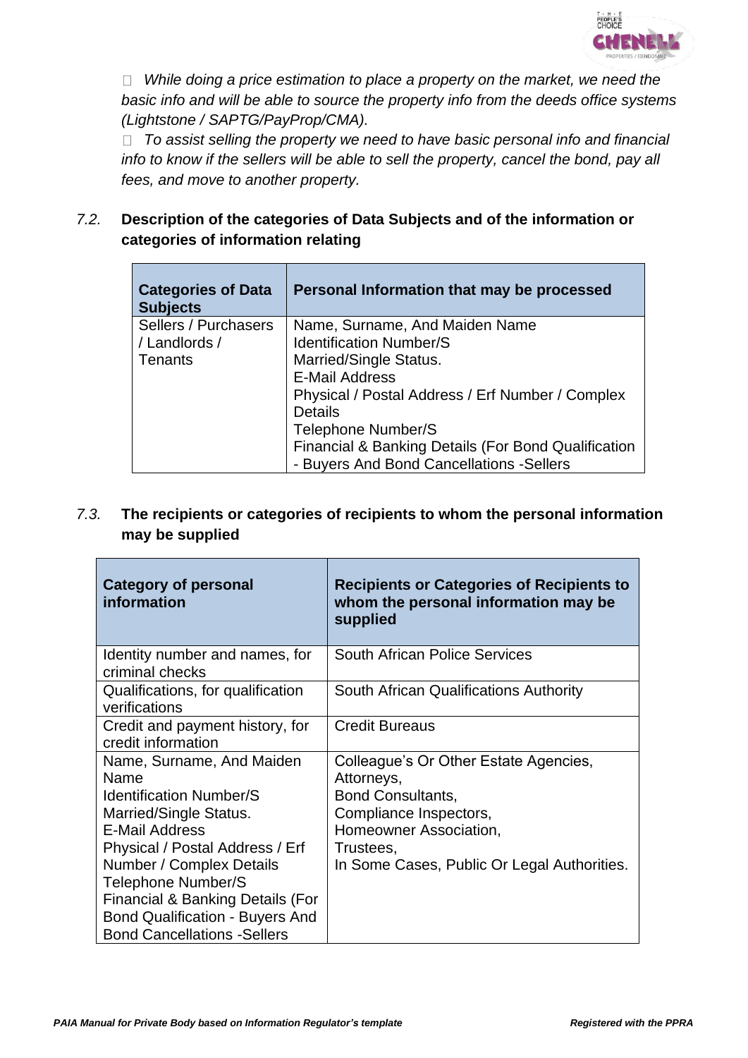- *While doing a price estimation to place a property on the market, we need the basic info and will be able to source the property info from the deeds office systems (Lightstone / SAPTG/PayProp/CMA).*
- *To assist selling the property we need to have basic personal info and financial info to know if the sellers will be able to sell the property, cancel the bond, pay all fees, and move to another property.*

### *7.2.* Description of the categories of Data Subjects and of the information or categories of information relating

| Categories of Data Subjects | Personal Information that may be processed |
|---|---|
| Sellers / Purchasers / Landlords / Tenants | Name, Surname, And Maiden Name<br>Identification Number/S<br>Married/Single Status.<br>E-Mail Address<br>Physical / Postal Address / Erf Number / Complex Details<br>Telephone Number/S<br>Financial & Banking Details (For Bond Qualification - Buyers And Bond Cancellations -Sellers |

### *7.3.* The recipients or categories of recipients to whom the personal information may be supplied

| Category of personal information | Recipients or Categories of Recipients to whom the personal information may be supplied |
|---|---|
| Identity number and names, for criminal checks | South African Police Services |
| Qualifications, for qualification verifications | South African Qualifications Authority |
| Credit and payment history, for credit information | Credit Bureaus |
| Name, Surname, And Maiden Name<br>Identification Number/S<br>Married/Single Status.<br>E-Mail Address<br>Physical / Postal Address / Erf Number / Complex Details<br>Telephone Number/S<br>Financial & Banking Details (For Bond Qualification - Buyers And Bond Cancellations -Sellers | Colleague's Or Other Estate Agencies,<br>Attorneys,<br>Bond Consultants,<br>Compliance Inspectors,<br>Homeowner Association,<br>Trustees,<br>In Some Cases, Public Or Legal Authorities. |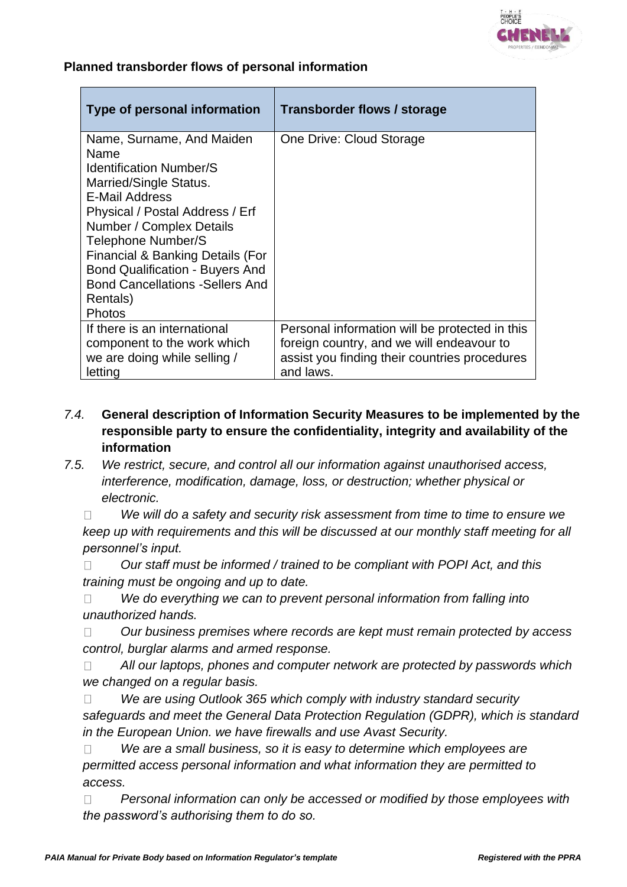**Planned transborder flows of personal information**

| Type of personal information | Transborder flows / storage |
|---|---|
| Name, Surname, And Maiden Name<br>Identification Number/S<br>Married/Single Status.<br>E-Mail Address<br>Physical / Postal Address / Erf Number / Complex Details<br>Telephone Number/S<br>Financial & Banking Details (For Bond Qualification - Buyers And Bond Cancellations -Sellers And Rentals)<br>Photos | One Drive: Cloud Storage |
| If there is an international component to the work which we are doing while selling / letting | Personal information will be protected in this foreign country, and we will endeavour to assist you finding their countries procedures and laws. |

*7.4.* **General description of Information Security Measures to be implemented by the responsible party to ensure the confidentiality, integrity and availability of the information**

*7.5. We restrict, secure, and control all our information against unauthorised access, interference, modification, damage, loss, or destruction; whether physical or electronic.*

- *We will do a safety and security risk assessment from time to time to ensure we keep up with requirements and this will be discussed at our monthly staff meeting for all personnel's input.*
- *Our staff must be informed / trained to be compliant with POPI Act, and this training must be ongoing and up to date.*
- *We do everything we can to prevent personal information from falling into unauthorized hands.*
- *Our business premises where records are kept must remain protected by access control, burglar alarms and armed response.*
- *All our laptops, phones and computer network are protected by passwords which we changed on a regular basis.*
- *We are using Outlook 365 which comply with industry standard security safeguards and meet the General Data Protection Regulation (GDPR), which is standard in the European Union. we have firewalls and use Avast Security.*
- *We are a small business, so it is easy to determine which employees are permitted access personal information and what information they are permitted to access.*
- *Personal information can only be accessed or modified by those employees with the password's authorising them to do so.*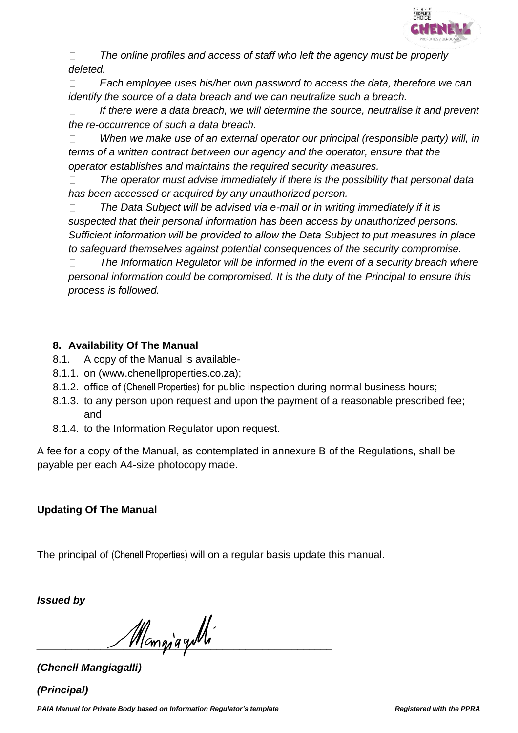- *The online profiles and access of staff who left the agency must be properly deleted.*
- *Each employee uses his/her own password to access the data, therefore we can identify the source of a data breach and we can neutralize such a breach.*
- *If there were a data breach, we will determine the source, neutralise it and prevent the re-occurrence of such a data breach.*
- *When we make use of an external operator our principal (responsible party) will, in terms of a written contract between our agency and the operator, ensure that the operator establishes and maintains the required security measures.*
- *The operator must advise immediately if there is the possibility that personal data has been accessed or acquired by any unauthorized person.*
- *The Data Subject will be advised via e-mail or in writing immediately if it is suspected that their personal information has been access by unauthorized persons. Sufficient information will be provided to allow the Data Subject to put measures in place to safeguard themselves against potential consequences of the security compromise.*
- *The Information Regulator will be informed in the event of a security breach where personal information could be compromised. It is the duty of the Principal to ensure this process is followed.*

## 8. Availability Of The Manual

8.1. A copy of the Manual is available-

8.1.1. on (www.chenellproperties.co.za);

8.1.2. office of (Chenell Properties) for public inspection during normal business hours;

8.1.3. to any person upon request and upon the payment of a reasonable prescribed fee; and

8.1.4. to the Information Regulator upon request.

A fee for a copy of the Manual, as contemplated in annexure B of the Regulations, shall be payable per each A4-size photocopy made.

**Updating Of The Manual**

The principal of (Chenell Properties) will on a regular basis update this manual.

***Issued by***

Mangiagalli

***(Chenell Mangiagalli)***

***(Principal)***